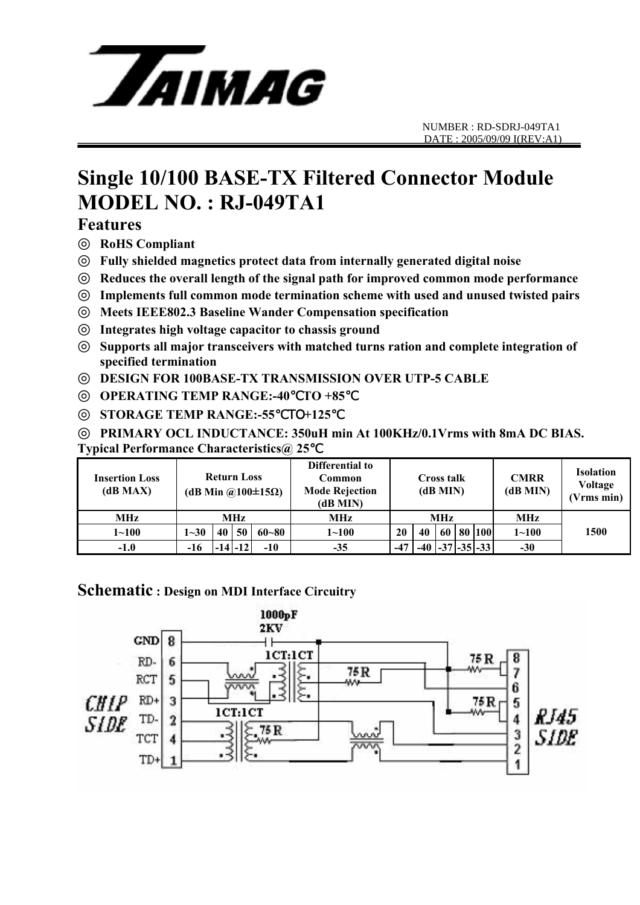NUMBER : RD-SDRJ-049TA1
DATE : 2005/09/09 I(REV:A1)

# Single 10/100 BASE-TX Filtered Connector Module
# MODEL NO. : RJ-049TA1

## Features

◎ RoHS Compliant
◎ Fully shielded magnetics protect data from internally generated digital noise
◎ Reduces the overall length of the signal path for improved common mode performance
◎ Implements full common mode termination scheme with used and unused twisted pairs
◎ Meets IEEE802.3 Baseline Wander Compensation specification
◎ Integrates high voltage capacitor to chassis ground
◎ Supports all major transceivers with matched turns ration and complete integration of specified termination
◎ DESIGN FOR 100BASE-TX TRANSMISSION OVER UTP-5 CABLE
◎ OPERATING TEMP RANGE:-40℃TO +85℃
◎ STORAGE TEMP RANGE:-55℃TO+125℃
◎ PRIMARY OCL INDUCTANCE: 350uH min At 100KHz/0.1Vrms with 8mA DC BIAS.

**Typical Performance Characteristics@ 25℃**

| Insertion Loss (dB MAX) | Return Loss (dB Min @100±15Ω) | | | | Differential to Common Mode Rejection (dB MIN) | Cross talk (dB MIN) | | | | | CMRR (dB MIN) | Isolation Voltage (Vrms min) |
|---|---|---|---|---|---|---|---|---|---|---|---|---|
| MHz | MHz | | | | MHz | MHz | | | | | MHz | 1500 |
| 1~100 | 1~30 | 40 | 50 | 60~80 | 1~100 | 20 | 40 | 60 | 80 | 100 | 1~100 | |
| -1.0 | -16 | -14 | -12 | -10 | -35 | -47 | -40 | -37 | -35 | -33 | -30 | |

## Schematic : Design on MDI Interface Circuitry

CHIP SIDE: GND 8, RD- 6, RCT 5, RD+ 3, TD- 2, TCT 4, TD+ 1

1000pF 2KV

1CT:1CT

1CT:1CT

75R 75R 75R 75R

RJ45 SIDE: 8 7 6 5 4 3 2 1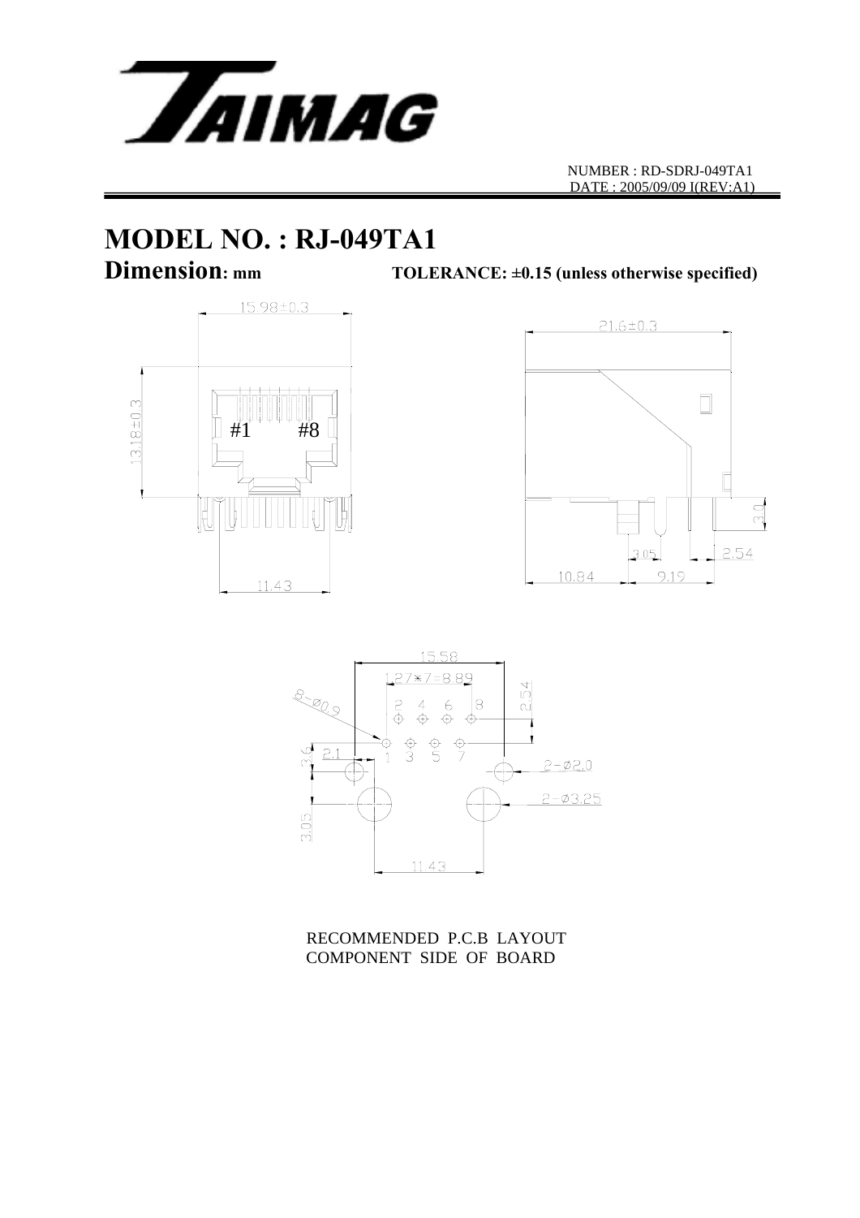NUMBER : RD-SDRJ-049TA1
DATE : 2005/09/09 I(REV:A1)

# MODEL NO. : RJ-049TA1

**Dimension: mm** **TOLERANCE: ±0.15 (unless otherwise specified)**

15.98±0.3

13.18±0.3

#1 #8

11.43

21.6±0.3

3.0

3.05

2.54

10.84

9.19

15.58

1.27*7=8.89

8-Ø0.9

2 4 6 8

2.54

1 3 5 7

3.6

2.1

2-Ø2.0

2-Ø3.25

3.05

11.43

RECOMMENDED P.C.B LAYOUT
COMPONENT SIDE OF BOARD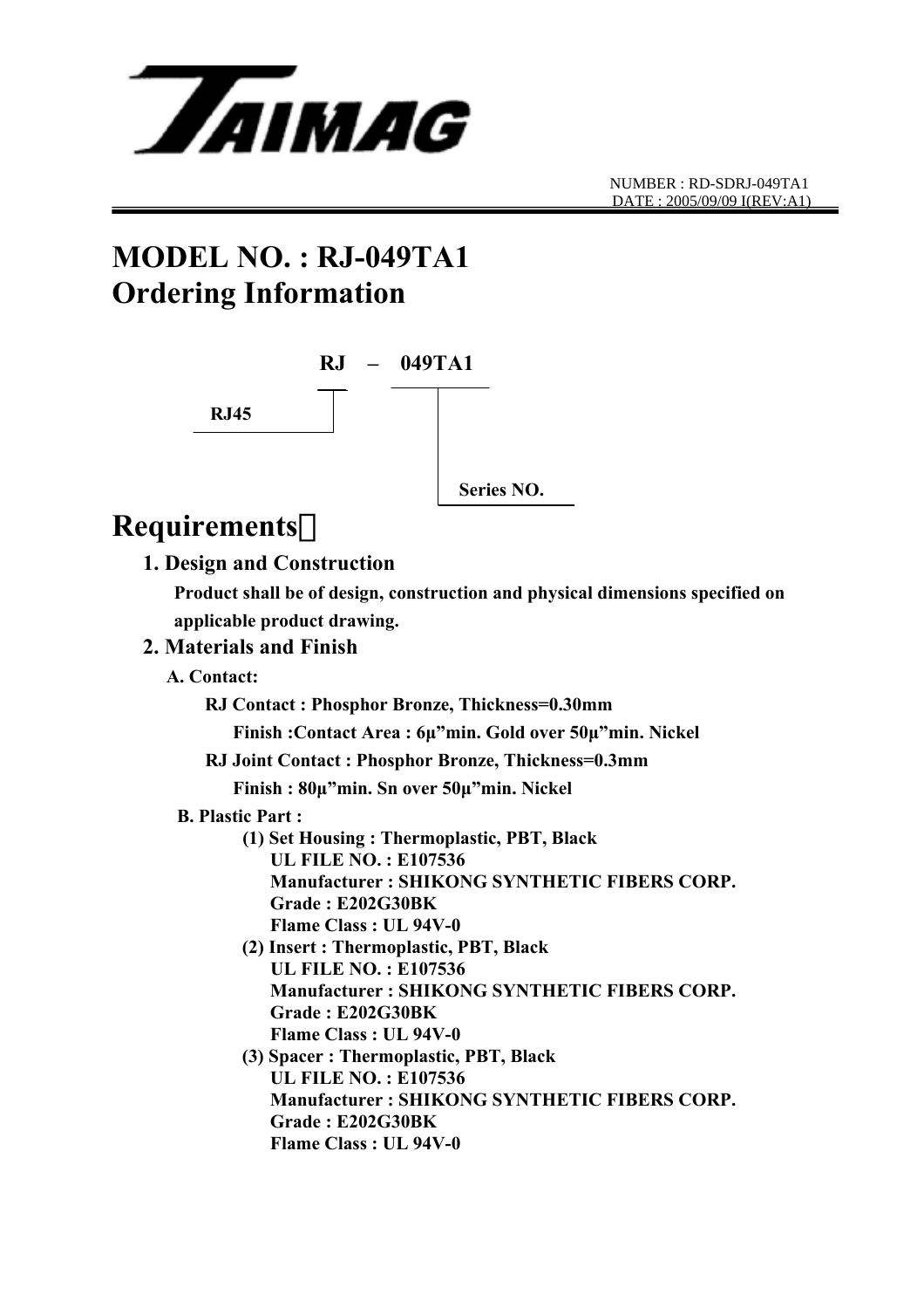TAIMAG

NUMBER : RD-SDRJ-049TA1
DATE : 2005/09/09 I(REV:A1)

# MODEL NO. : RJ-049TA1
# Ordering Information

**RJ – 049TA1**

- **RJ** → **RJ45**
- **049TA1** → **Series NO.**

# Requirements：

## 1. Design and Construction

**Product shall be of design, construction and physical dimensions specified on applicable product drawing.**

## 2. Materials and Finish

**A. Contact:**

**RJ Contact : Phosphor Bronze, Thickness=0.30mm**

**Finish :Contact Area : 6μ"min. Gold over 50μ"min. Nickel**

**RJ Joint Contact : Phosphor Bronze, Thickness=0.3mm**

**Finish : 80μ"min. Sn over 50μ"min. Nickel**

**B. Plastic Part :**

**(1) Set Housing : Thermoplastic, PBT, Black**
**UL FILE NO. : E107536**
**Manufacturer : SHIKONG SYNTHETIC FIBERS CORP.**
**Grade : E202G30BK**
**Flame Class : UL 94V-0**

**(2) Insert : Thermoplastic, PBT, Black**
**UL FILE NO. : E107536**
**Manufacturer : SHIKONG SYNTHETIC FIBERS CORP.**
**Grade : E202G30BK**
**Flame Class : UL 94V-0**

**(3) Spacer : Thermoplastic, PBT, Black**
**UL FILE NO. : E107536**
**Manufacturer : SHIKONG SYNTHETIC FIBERS CORP.**
**Grade : E202G30BK**
**Flame Class : UL 94V-0**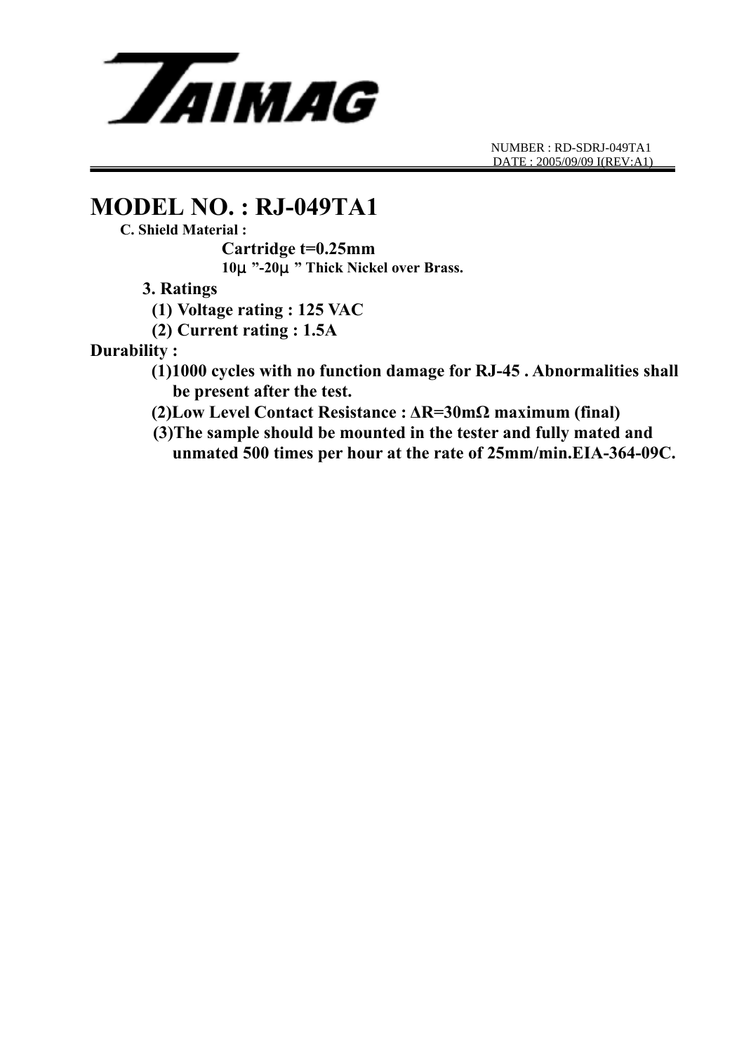NUMBER : RD-SDRJ-049TA1
DATE : 2005/09/09 I(REV:A1)

# MODEL NO. : RJ-049TA1

**C. Shield Material :**

**Cartridge t=0.25mm**

**10μ ”-20μ ” Thick Nickel over Brass.**

**3. Ratings**

**(1) Voltage rating : 125 VAC**

**(2) Current rating : 1.5A**

**Durability :**

**(1)1000 cycles with no function damage for RJ-45 . Abnormalities shall be present after the test.**

**(2)Low Level Contact Resistance : ΔR=30mΩ maximum (final)**

**(3)The sample should be mounted in the tester and fully mated and unmated 500 times per hour at the rate of 25mm/min.EIA-364-09C.**